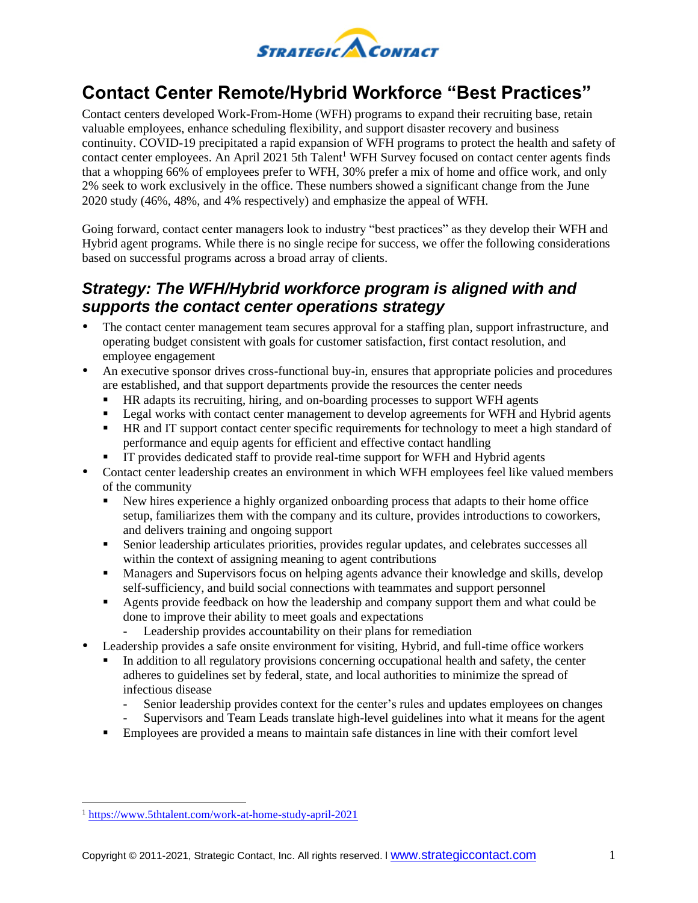# Contact Center Remote/Hybrid Workforce "Best Practices"

Contact centers developed Work-From-Home (WFH) programs to expand their recruiting base, retain valuable employees, enhance scheduling flexibility, and support disaster recovery and business continuity. COVID-19 precipitated a rapid expansion of WFH programs to protect the health and safety of contact center employees. An April 2021 5th Talent[1] WFH Survey focused on contact center agents finds that a whopping 66% of employees prefer to WFH, 30% prefer a mix of home and office work, and only 2% seek to work exclusively in the office. These numbers showed a significant change from the June 2020 study (46%, 48%, and 4% respectively) and emphasize the appeal of WFH.

Going forward, contact center managers look to industry "best practices" as they develop their WFH and Hybrid agent programs. While there is no single recipe for success, we offer the following considerations based on successful programs across a broad array of clients.

## *Strategy: The WFH/Hybrid workforce program is aligned with and supports the contact center operations strategy*

- The contact center management team secures approval for a staffing plan, support infrastructure, and operating budget consistent with goals for customer satisfaction, first contact resolution, and employee engagement
- An executive sponsor drives cross-functional buy-in, ensures that appropriate policies and procedures are established, and that support departments provide the resources the center needs
  - HR adapts its recruiting, hiring, and on-boarding processes to support WFH agents
  - Legal works with contact center management to develop agreements for WFH and Hybrid agents
  - HR and IT support contact center specific requirements for technology to meet a high standard of performance and equip agents for efficient and effective contact handling
  - IT provides dedicated staff to provide real-time support for WFH and Hybrid agents
- Contact center leadership creates an environment in which WFH employees feel like valued members of the community
  - New hires experience a highly organized onboarding process that adapts to their home office setup, familiarizes them with the company and its culture, provides introductions to coworkers, and delivers training and ongoing support
  - Senior leadership articulates priorities, provides regular updates, and celebrates successes all within the context of assigning meaning to agent contributions
  - Managers and Supervisors focus on helping agents advance their knowledge and skills, develop self-sufficiency, and build social connections with teammates and support personnel
  - Agents provide feedback on how the leadership and company support them and what could be done to improve their ability to meet goals and expectations
    - Leadership provides accountability on their plans for remediation
- Leadership provides a safe onsite environment for visiting, Hybrid, and full-time office workers
  - In addition to all regulatory provisions concerning occupational health and safety, the center adheres to guidelines set by federal, state, and local authorities to minimize the spread of infectious disease
    - Senior leadership provides context for the center's rules and updates employees on changes
    - Supervisors and Team Leads translate high-level guidelines into what it means for the agent
  - Employees are provided a means to maintain safe distances in line with their comfort level

[1] https://www.5thtalent.com/work-at-home-study-april-2021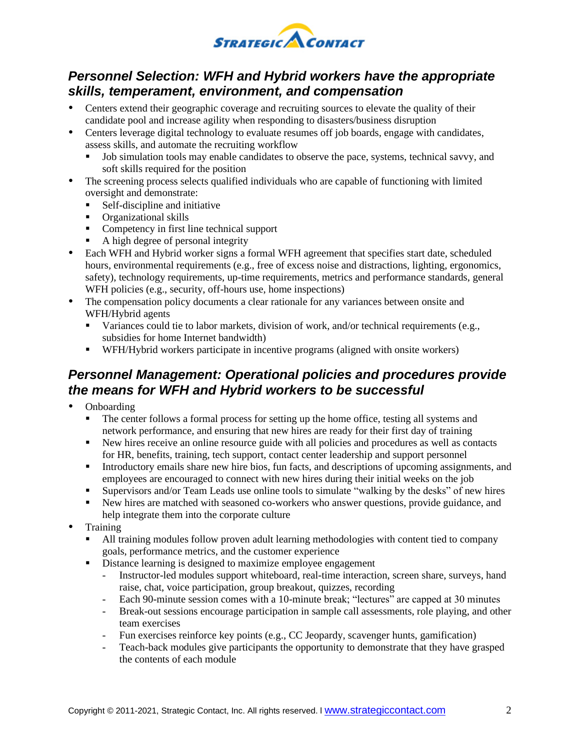## *Personnel Selection: WFH and Hybrid workers have the appropriate skills, temperament, environment, and compensation*

- Centers extend their geographic coverage and recruiting sources to elevate the quality of their candidate pool and increase agility when responding to disasters/business disruption
- Centers leverage digital technology to evaluate resumes off job boards, engage with candidates, assess skills, and automate the recruiting workflow
  - Job simulation tools may enable candidates to observe the pace, systems, technical savvy, and soft skills required for the position
- The screening process selects qualified individuals who are capable of functioning with limited oversight and demonstrate:
  - Self-discipline and initiative
  - Organizational skills
  - Competency in first line technical support
  - A high degree of personal integrity
- Each WFH and Hybrid worker signs a formal WFH agreement that specifies start date, scheduled hours, environmental requirements (e.g., free of excess noise and distractions, lighting, ergonomics, safety), technology requirements, up-time requirements, metrics and performance standards, general WFH policies (e.g., security, off-hours use, home inspections)
- The compensation policy documents a clear rationale for any variances between onsite and WFH/Hybrid agents
  - Variances could tie to labor markets, division of work, and/or technical requirements (e.g., subsidies for home Internet bandwidth)
  - WFH/Hybrid workers participate in incentive programs (aligned with onsite workers)

## *Personnel Management: Operational policies and procedures provide the means for WFH and Hybrid workers to be successful*

- Onboarding
  - The center follows a formal process for setting up the home office, testing all systems and network performance, and ensuring that new hires are ready for their first day of training
  - New hires receive an online resource guide with all policies and procedures as well as contacts for HR, benefits, training, tech support, contact center leadership and support personnel
  - Introductory emails share new hire bios, fun facts, and descriptions of upcoming assignments, and employees are encouraged to connect with new hires during their initial weeks on the job
  - Supervisors and/or Team Leads use online tools to simulate "walking by the desks" of new hires
  - New hires are matched with seasoned co-workers who answer questions, provide guidance, and help integrate them into the corporate culture
- Training
  - All training modules follow proven adult learning methodologies with content tied to company goals, performance metrics, and the customer experience
  - Distance learning is designed to maximize employee engagement
    - Instructor-led modules support whiteboard, real-time interaction, screen share, surveys, hand raise, chat, voice participation, group breakout, quizzes, recording
    - Each 90-minute session comes with a 10-minute break; "lectures" are capped at 30 minutes
    - Break-out sessions encourage participation in sample call assessments, role playing, and other team exercises
    - Fun exercises reinforce key points (e.g., CC Jeopardy, scavenger hunts, gamification)
    - Teach-back modules give participants the opportunity to demonstrate that they have grasped the contents of each module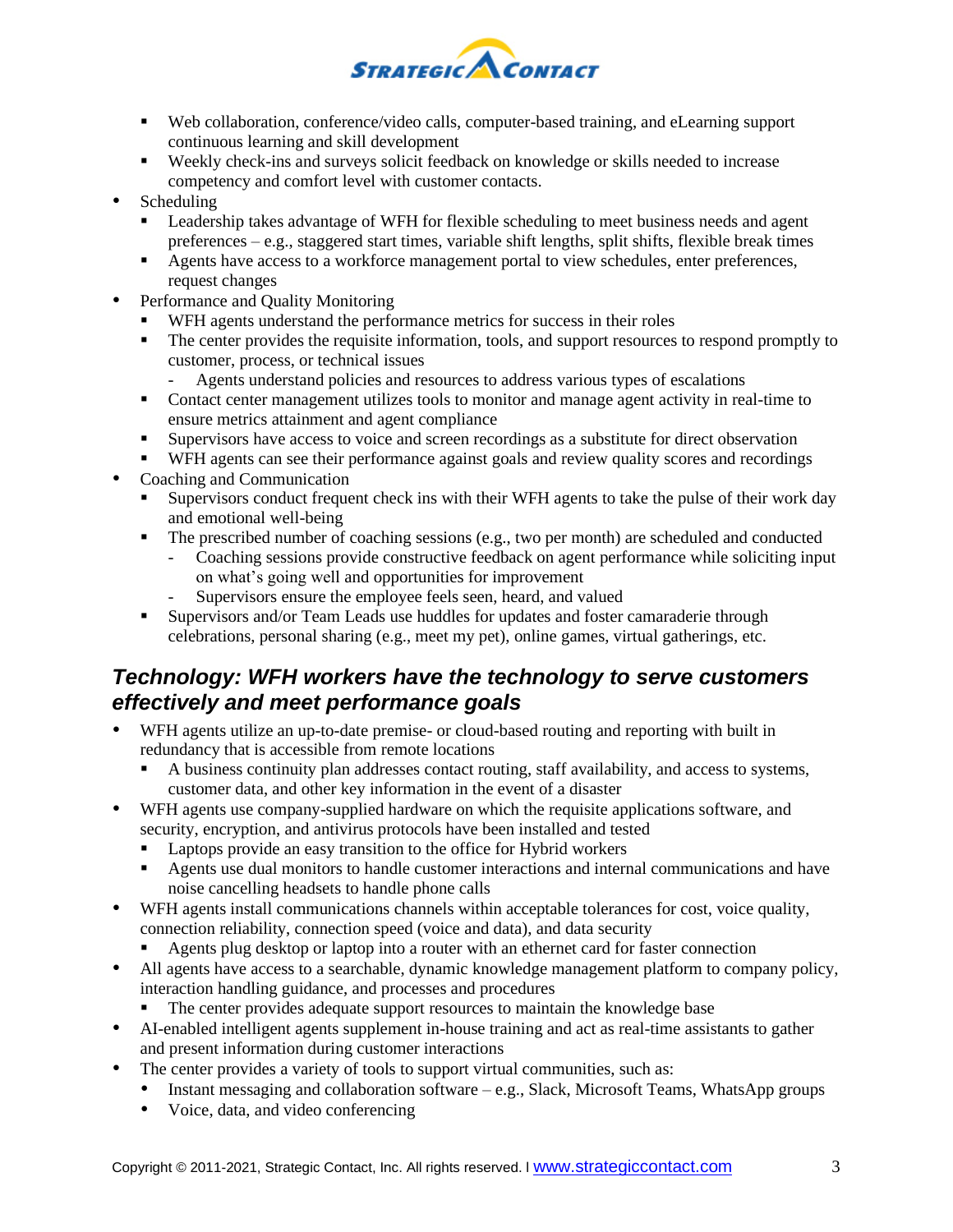- Web collaboration, conference/video calls, computer-based training, and eLearning support continuous learning and skill development
  - Weekly check-ins and surveys solicit feedback on knowledge or skills needed to increase competency and comfort level with customer contacts.
- Scheduling
  - Leadership takes advantage of WFH for flexible scheduling to meet business needs and agent preferences – e.g., staggered start times, variable shift lengths, split shifts, flexible break times
  - Agents have access to a workforce management portal to view schedules, enter preferences, request changes
- Performance and Quality Monitoring
  - WFH agents understand the performance metrics for success in their roles
  - The center provides the requisite information, tools, and support resources to respond promptly to customer, process, or technical issues
    - Agents understand policies and resources to address various types of escalations
  - Contact center management utilizes tools to monitor and manage agent activity in real-time to ensure metrics attainment and agent compliance
  - Supervisors have access to voice and screen recordings as a substitute for direct observation
  - WFH agents can see their performance against goals and review quality scores and recordings
- Coaching and Communication
  - Supervisors conduct frequent check ins with their WFH agents to take the pulse of their work day and emotional well-being
  - The prescribed number of coaching sessions (e.g., two per month) are scheduled and conducted
    - Coaching sessions provide constructive feedback on agent performance while soliciting input on what's going well and opportunities for improvement
    - Supervisors ensure the employee feels seen, heard, and valued
  - Supervisors and/or Team Leads use huddles for updates and foster camaraderie through celebrations, personal sharing (e.g., meet my pet), online games, virtual gatherings, etc.

## *Technology: WFH workers have the technology to serve customers effectively and meet performance goals*

- WFH agents utilize an up-to-date premise- or cloud-based routing and reporting with built in redundancy that is accessible from remote locations
  - A business continuity plan addresses contact routing, staff availability, and access to systems, customer data, and other key information in the event of a disaster
- WFH agents use company-supplied hardware on which the requisite applications software, and security, encryption, and antivirus protocols have been installed and tested
  - Laptops provide an easy transition to the office for Hybrid workers
  - Agents use dual monitors to handle customer interactions and internal communications and have noise cancelling headsets to handle phone calls
- WFH agents install communications channels within acceptable tolerances for cost, voice quality, connection reliability, connection speed (voice and data), and data security
  - Agents plug desktop or laptop into a router with an ethernet card for faster connection
- All agents have access to a searchable, dynamic knowledge management platform to company policy, interaction handling guidance, and processes and procedures
  - The center provides adequate support resources to maintain the knowledge base
- AI-enabled intelligent agents supplement in-house training and act as real-time assistants to gather and present information during customer interactions
- The center provides a variety of tools to support virtual communities, such as:
  - Instant messaging and collaboration software – e.g., Slack, Microsoft Teams, WhatsApp groups
  - Voice, data, and video conferencing